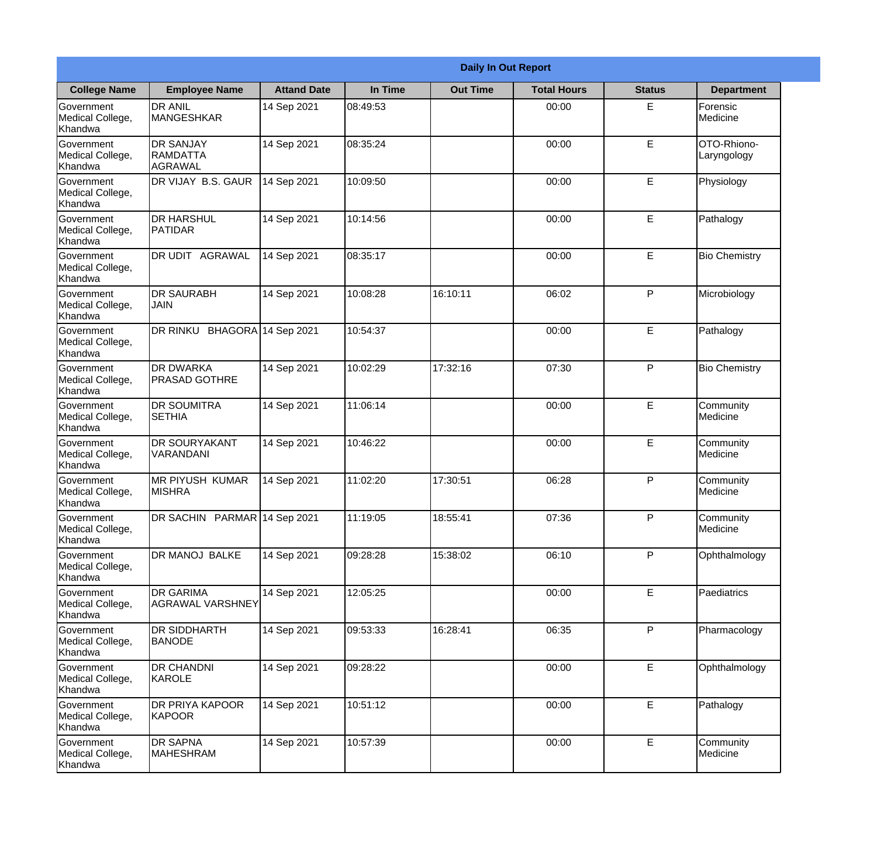| Daily In Out Report | | | | | | | |
|---|---|---|---|---|---|---|---|
| **College Name** | **Employee Name** | **Attand Date** | **In Time** | **Out Time** | **Total Hours** | **Status** | **Department** |
| Government Medical College, Khandwa | DR ANIL MANGESHKAR | 14 Sep 2021 | 08:49:53 | | 00:00 | E | Forensic Medicine |
| Government Medical College, Khandwa | DR SANJAY RAMDATTA AGRAWAL | 14 Sep 2021 | 08:35:24 | | 00:00 | E | OTO-Rhiono-Laryngology |
| Government Medical College, Khandwa | DR VIJAY B.S. GAUR | 14 Sep 2021 | 10:09:50 | | 00:00 | E | Physiology |
| Government Medical College, Khandwa | DR HARSHUL PATIDAR | 14 Sep 2021 | 10:14:56 | | 00:00 | E | Pathalogy |
| Government Medical College, Khandwa | DR UDIT AGRAWAL | 14 Sep 2021 | 08:35:17 | | 00:00 | E | Bio Chemistry |
| Government Medical College, Khandwa | DR SAURABH JAIN | 14 Sep 2021 | 10:08:28 | 16:10:11 | 06:02 | P | Microbiology |
| Government Medical College, Khandwa | DR RINKU BHAGORA | 14 Sep 2021 | 10:54:37 | | 00:00 | E | Pathalogy |
| Government Medical College, Khandwa | DR DWARKA PRASAD GOTHRE | 14 Sep 2021 | 10:02:29 | 17:32:16 | 07:30 | P | Bio Chemistry |
| Government Medical College, Khandwa | DR SOUMITRA SETHIA | 14 Sep 2021 | 11:06:14 | | 00:00 | E | Community Medicine |
| Government Medical College, Khandwa | DR SOURYAKANT VARANDANI | 14 Sep 2021 | 10:46:22 | | 00:00 | E | Community Medicine |
| Government Medical College, Khandwa | MR PIYUSH KUMAR MISHRA | 14 Sep 2021 | 11:02:20 | 17:30:51 | 06:28 | P | Community Medicine |
| Government Medical College, Khandwa | DR SACHIN PARMAR | 14 Sep 2021 | 11:19:05 | 18:55:41 | 07:36 | P | Community Medicine |
| Government Medical College, Khandwa | DR MANOJ BALKE | 14 Sep 2021 | 09:28:28 | 15:38:02 | 06:10 | P | Ophthalmology |
| Government Medical College, Khandwa | DR GARIMA AGRAWAL VARSHNEY | 14 Sep 2021 | 12:05:25 | | 00:00 | E | Paediatrics |
| Government Medical College, Khandwa | DR SIDDHARTH BANODE | 14 Sep 2021 | 09:53:33 | 16:28:41 | 06:35 | P | Pharmacology |
| Government Medical College, Khandwa | DR CHANDNI KAROLE | 14 Sep 2021 | 09:28:22 | | 00:00 | E | Ophthalmology |
| Government Medical College, Khandwa | DR PRIYA KAPOOR KAPOOR | 14 Sep 2021 | 10:51:12 | | 00:00 | E | Pathalogy |
| Government Medical College, Khandwa | DR SAPNA MAHESHRAM | 14 Sep 2021 | 10:57:39 | | 00:00 | E | Community Medicine |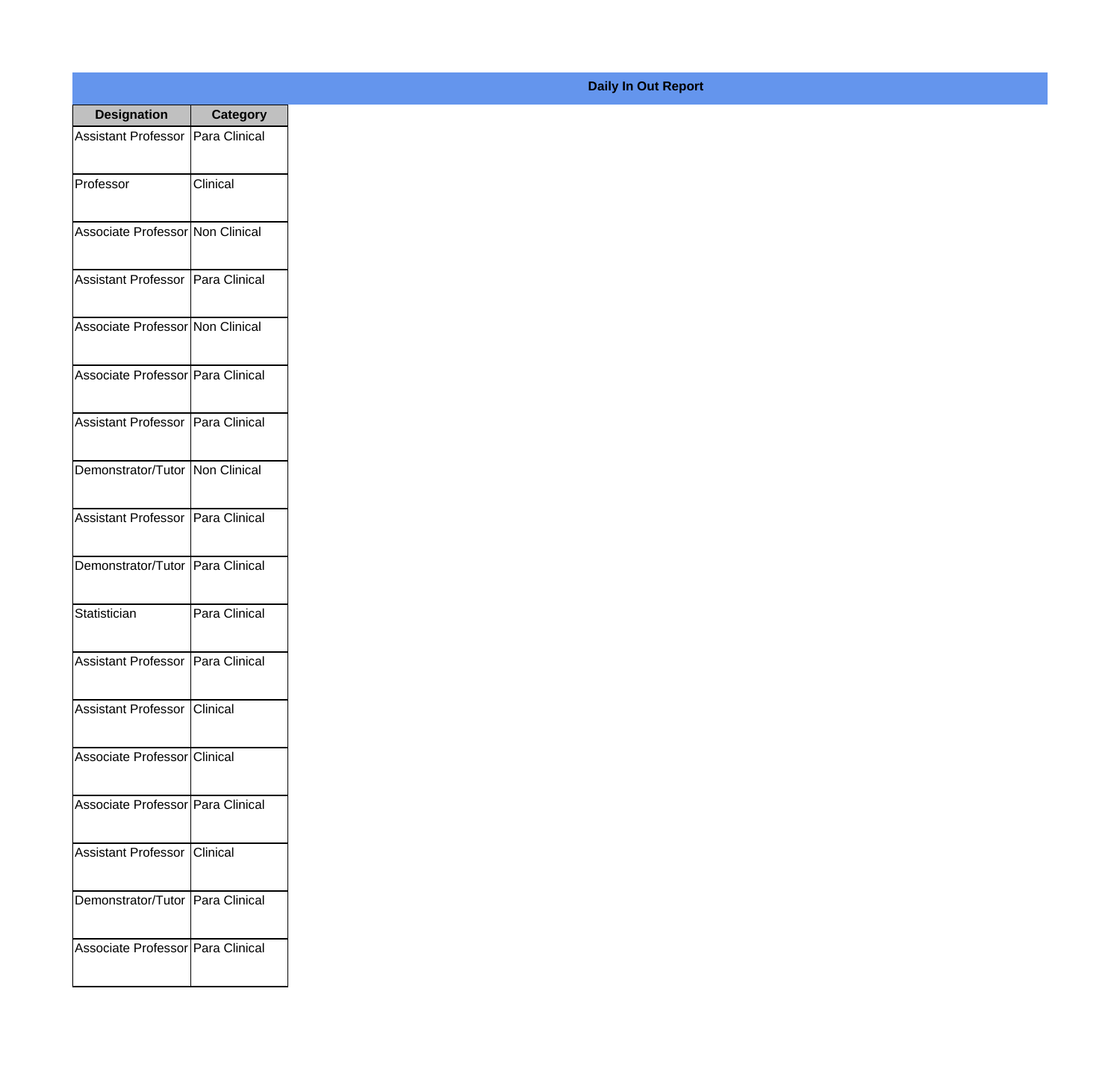**Daily In Out Report**

| Designation | Category |
|---|---|
| Assistant Professor | Para Clinical |
| Professor | Clinical |
| Associate Professor | Non Clinical |
| Assistant Professor | Para Clinical |
| Associate Professor | Non Clinical |
| Associate Professor | Para Clinical |
| Assistant Professor | Para Clinical |
| Demonstrator/Tutor | Non Clinical |
| Assistant Professor | Para Clinical |
| Demonstrator/Tutor | Para Clinical |
| Statistician | Para Clinical |
| Assistant Professor | Para Clinical |
| Assistant Professor | Clinical |
| Associate Professor | Clinical |
| Associate Professor | Para Clinical |
| Assistant Professor | Clinical |
| Demonstrator/Tutor | Para Clinical |
| Associate Professor | Para Clinical |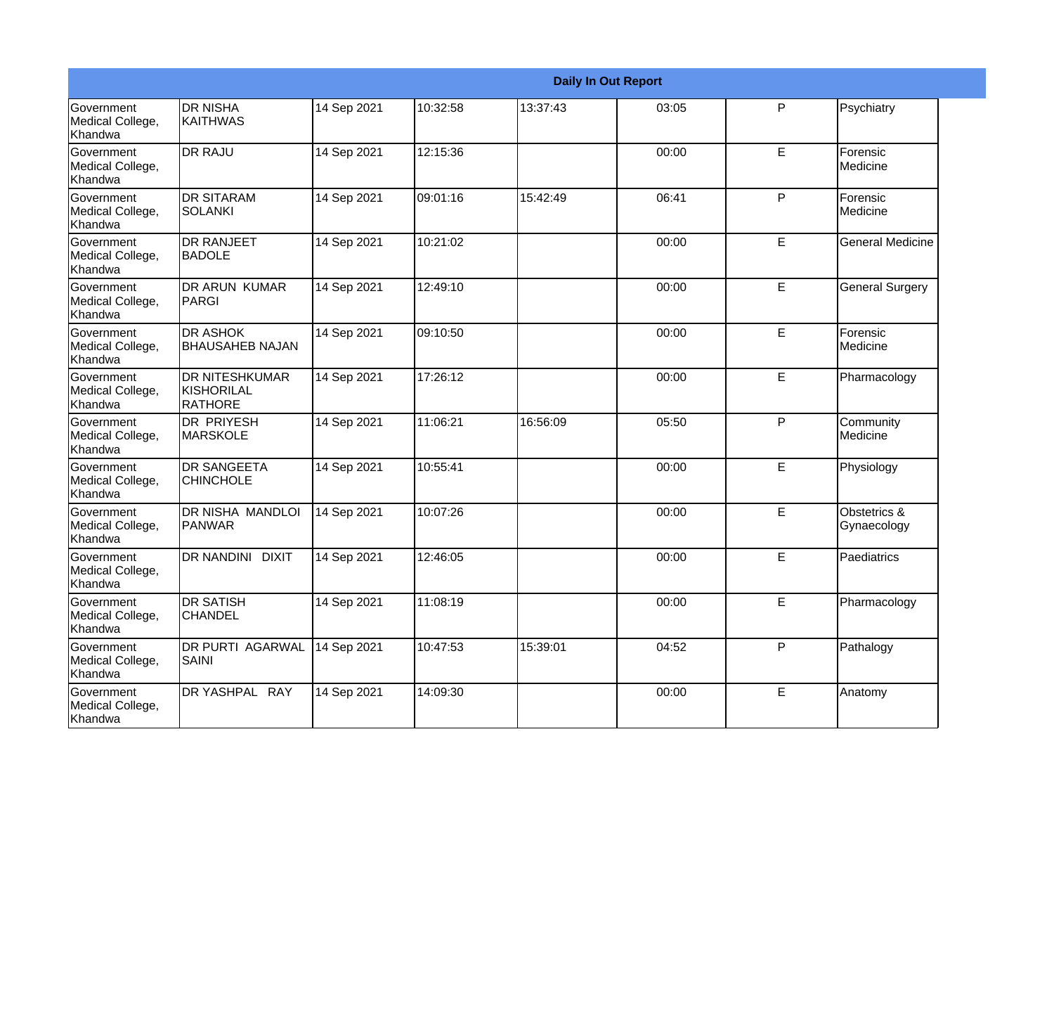| Daily In Out Report | | | | | | | |
|---|---|---|---|---|---|---|---|
| Government Medical College, Khandwa | DR NISHA KAITHWAS | 14 Sep 2021 | 10:32:58 | 13:37:43 | 03:05 | P | Psychiatry |
| Government Medical College, Khandwa | DR RAJU | 14 Sep 2021 | 12:15:36 | | 00:00 | E | Forensic Medicine |
| Government Medical College, Khandwa | DR SITARAM SOLANKI | 14 Sep 2021 | 09:01:16 | 15:42:49 | 06:41 | P | Forensic Medicine |
| Government Medical College, Khandwa | DR RANJEET BADOLE | 14 Sep 2021 | 10:21:02 | | 00:00 | E | General Medicine |
| Government Medical College, Khandwa | DR ARUN KUMAR PARGI | 14 Sep 2021 | 12:49:10 | | 00:00 | E | General Surgery |
| Government Medical College, Khandwa | DR ASHOK BHAUSAHEB NAJAN | 14 Sep 2021 | 09:10:50 | | 00:00 | E | Forensic Medicine |
| Government Medical College, Khandwa | DR NITESHKUMAR KISHORILAL RATHORE | 14 Sep 2021 | 17:26:12 | | 00:00 | E | Pharmacology |
| Government Medical College, Khandwa | DR PRIYESH MARSKOLE | 14 Sep 2021 | 11:06:21 | 16:56:09 | 05:50 | P | Community Medicine |
| Government Medical College, Khandwa | DR SANGEETA CHINCHOLE | 14 Sep 2021 | 10:55:41 | | 00:00 | E | Physiology |
| Government Medical College, Khandwa | DR NISHA MANDLOI PANWAR | 14 Sep 2021 | 10:07:26 | | 00:00 | E | Obstetrics & Gynaecology |
| Government Medical College, Khandwa | DR NANDINI DIXIT | 14 Sep 2021 | 12:46:05 | | 00:00 | E | Paediatrics |
| Government Medical College, Khandwa | DR SATISH CHANDEL | 14 Sep 2021 | 11:08:19 | | 00:00 | E | Pharmacology |
| Government Medical College, Khandwa | DR PURTI AGARWAL SAINI | 14 Sep 2021 | 10:47:53 | 15:39:01 | 04:52 | P | Pathalogy |
| Government Medical College, Khandwa | DR YASHPAL RAY | 14 Sep 2021 | 14:09:30 | | 00:00 | E | Anatomy |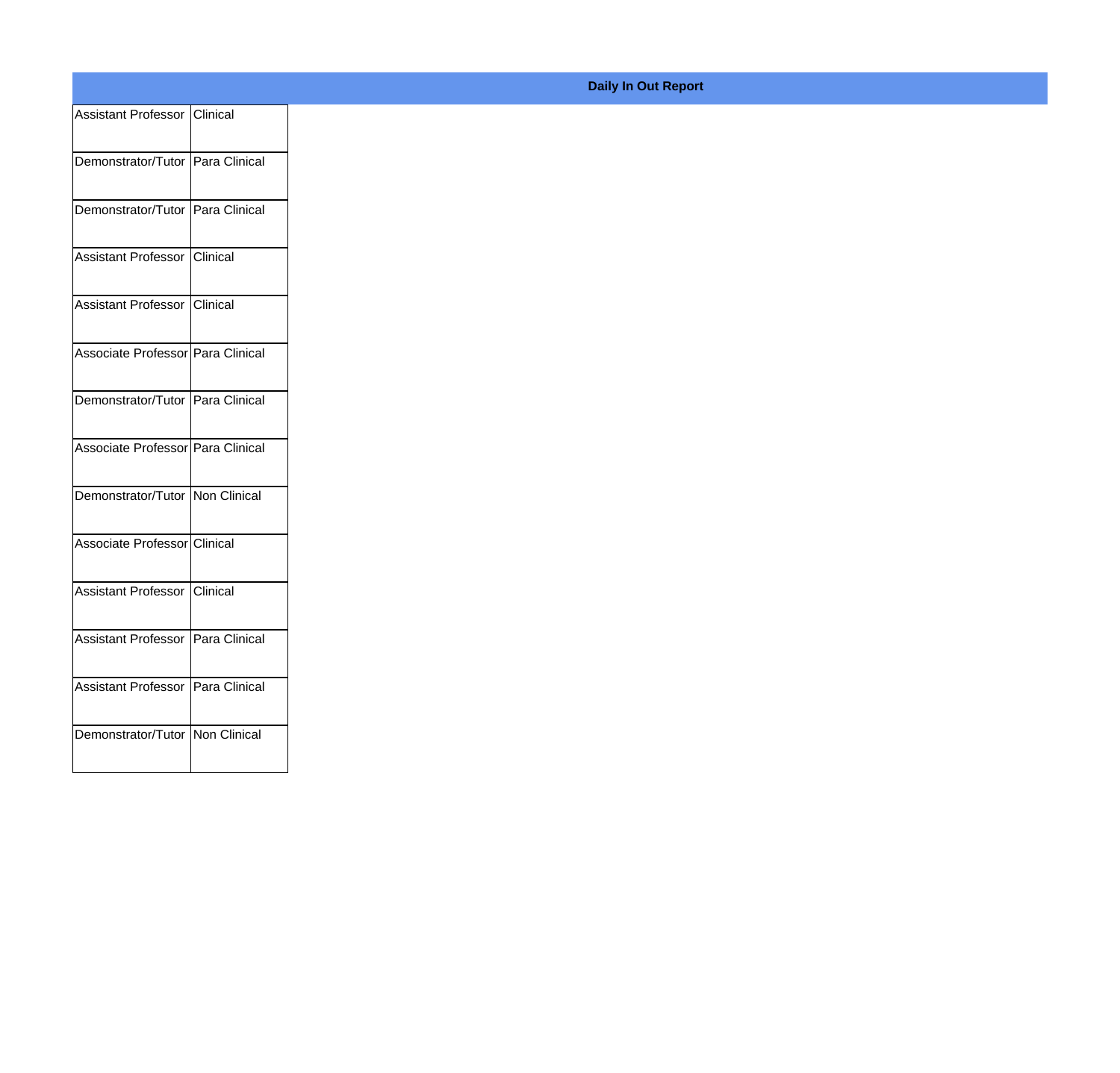**Daily In Out Report**

| | |
|---|---|
| Assistant Professor | Clinical |
| Demonstrator/Tutor | Para Clinical |
| Demonstrator/Tutor | Para Clinical |
| Assistant Professor | Clinical |
| Assistant Professor | Clinical |
| Associate Professor | Para Clinical |
| Demonstrator/Tutor | Para Clinical |
| Associate Professor | Para Clinical |
| Demonstrator/Tutor | Non Clinical |
| Associate Professor | Clinical |
| Assistant Professor | Clinical |
| Assistant Professor | Para Clinical |
| Assistant Professor | Para Clinical |
| Demonstrator/Tutor | Non Clinical |